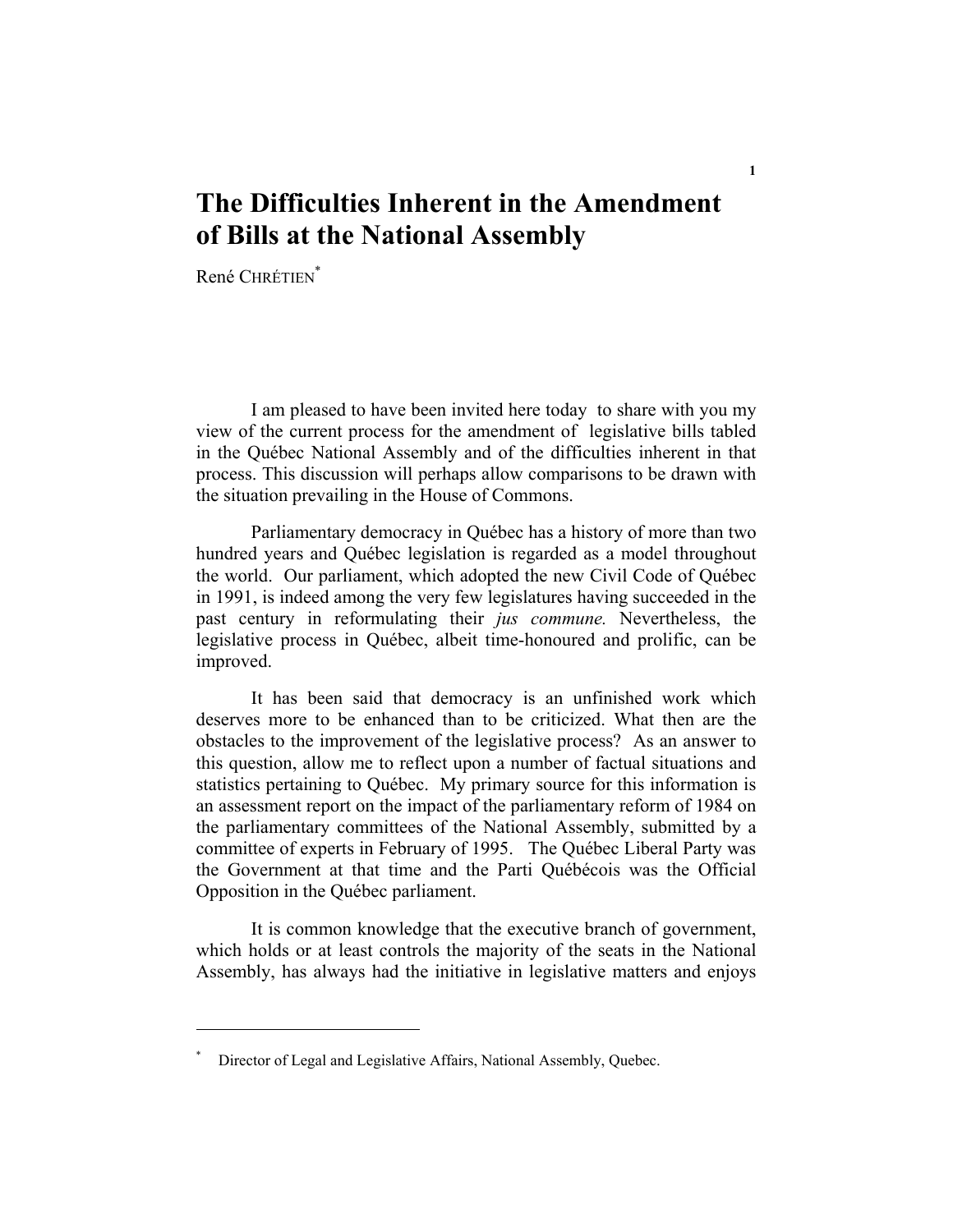# The Difficulties Inherent in the Amendment of Bills at the National Assembly

René CHRÉTIEN[*]

I am pleased to have been invited here today to share with you my view of the current process for the amendment of legislative bills tabled in the Québec National Assembly and of the difficulties inherent in that process. This discussion will perhaps allow comparisons to be drawn with the situation prevailing in the House of Commons.

Parliamentary democracy in Québec has a history of more than two hundred years and Québec legislation is regarded as a model throughout the world. Our parliament, which adopted the new Civil Code of Québec in 1991, is indeed among the very few legislatures having succeeded in the past century in reformulating their *jus commune.* Nevertheless, the legislative process in Québec, albeit time-honoured and prolific, can be improved.

It has been said that democracy is an unfinished work which deserves more to be enhanced than to be criticized. What then are the obstacles to the improvement of the legislative process? As an answer to this question, allow me to reflect upon a number of factual situations and statistics pertaining to Québec. My primary source for this information is an assessment report on the impact of the parliamentary reform of 1984 on the parliamentary committees of the National Assembly, submitted by a committee of experts in February of 1995. The Québec Liberal Party was the Government at that time and the Parti Québécois was the Official Opposition in the Québec parliament.

It is common knowledge that the executive branch of government, which holds or at least controls the majority of the seats in the National Assembly, has always had the initiative in legislative matters and enjoys

[*] Director of Legal and Legislative Affairs, National Assembly, Quebec.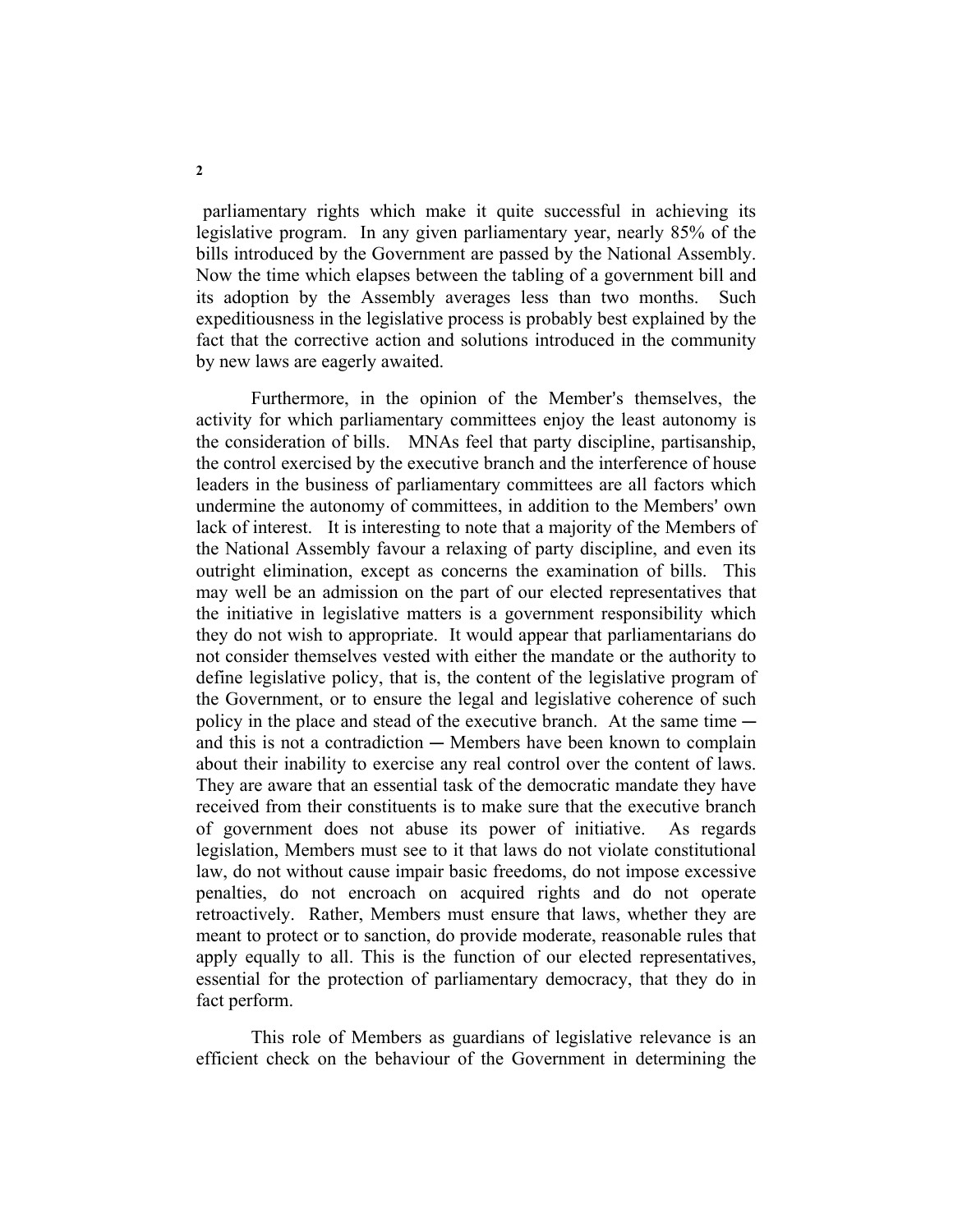parliamentary rights which make it quite successful in achieving its legislative program. In any given parliamentary year, nearly 85% of the bills introduced by the Government are passed by the National Assembly. Now the time which elapses between the tabling of a government bill and its adoption by the Assembly averages less than two months. Such expeditiousness in the legislative process is probably best explained by the fact that the corrective action and solutions introduced in the community by new laws are eagerly awaited.

Furthermore, in the opinion of the Member's themselves, the activity for which parliamentary committees enjoy the least autonomy is the consideration of bills. MNAs feel that party discipline, partisanship, the control exercised by the executive branch and the interference of house leaders in the business of parliamentary committees are all factors which undermine the autonomy of committees, in addition to the Members' own lack of interest. It is interesting to note that a majority of the Members of the National Assembly favour a relaxing of party discipline, and even its outright elimination, except as concerns the examination of bills. This may well be an admission on the part of our elected representatives that the initiative in legislative matters is a government responsibility which they do not wish to appropriate. It would appear that parliamentarians do not consider themselves vested with either the mandate or the authority to define legislative policy, that is, the content of the legislative program of the Government, or to ensure the legal and legislative coherence of such policy in the place and stead of the executive branch. At the same time ― and this is not a contradiction ― Members have been known to complain about their inability to exercise any real control over the content of laws. They are aware that an essential task of the democratic mandate they have received from their constituents is to make sure that the executive branch of government does not abuse its power of initiative. As regards legislation, Members must see to it that laws do not violate constitutional law, do not without cause impair basic freedoms, do not impose excessive penalties, do not encroach on acquired rights and do not operate retroactively. Rather, Members must ensure that laws, whether they are meant to protect or to sanction, do provide moderate, reasonable rules that apply equally to all. This is the function of our elected representatives, essential for the protection of parliamentary democracy, that they do in fact perform.

This role of Members as guardians of legislative relevance is an efficient check on the behaviour of the Government in determining the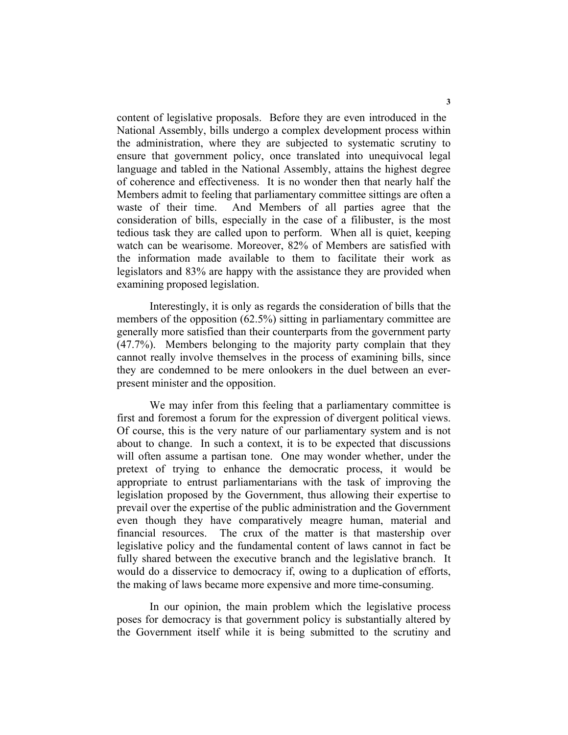content of legislative proposals. Before they are even introduced in the National Assembly, bills undergo a complex development process within the administration, where they are subjected to systematic scrutiny to ensure that government policy, once translated into unequivocal legal language and tabled in the National Assembly, attains the highest degree of coherence and effectiveness. It is no wonder then that nearly half the Members admit to feeling that parliamentary committee sittings are often a waste of their time. And Members of all parties agree that the consideration of bills, especially in the case of a filibuster, is the most tedious task they are called upon to perform. When all is quiet, keeping watch can be wearisome. Moreover, 82% of Members are satisfied with the information made available to them to facilitate their work as legislators and 83% are happy with the assistance they are provided when examining proposed legislation.

Interestingly, it is only as regards the consideration of bills that the members of the opposition (62.5%) sitting in parliamentary committee are generally more satisfied than their counterparts from the government party (47.7%). Members belonging to the majority party complain that they cannot really involve themselves in the process of examining bills, since they are condemned to be mere onlookers in the duel between an ever-present minister and the opposition.

We may infer from this feeling that a parliamentary committee is first and foremost a forum for the expression of divergent political views. Of course, this is the very nature of our parliamentary system and is not about to change. In such a context, it is to be expected that discussions will often assume a partisan tone. One may wonder whether, under the pretext of trying to enhance the democratic process, it would be appropriate to entrust parliamentarians with the task of improving the legislation proposed by the Government, thus allowing their expertise to prevail over the expertise of the public administration and the Government even though they have comparatively meagre human, material and financial resources. The crux of the matter is that mastership over legislative policy and the fundamental content of laws cannot in fact be fully shared between the executive branch and the legislative branch. It would do a disservice to democracy if, owing to a duplication of efforts, the making of laws became more expensive and more time-consuming.

In our opinion, the main problem which the legislative process poses for democracy is that government policy is substantially altered by the Government itself while it is being submitted to the scrutiny and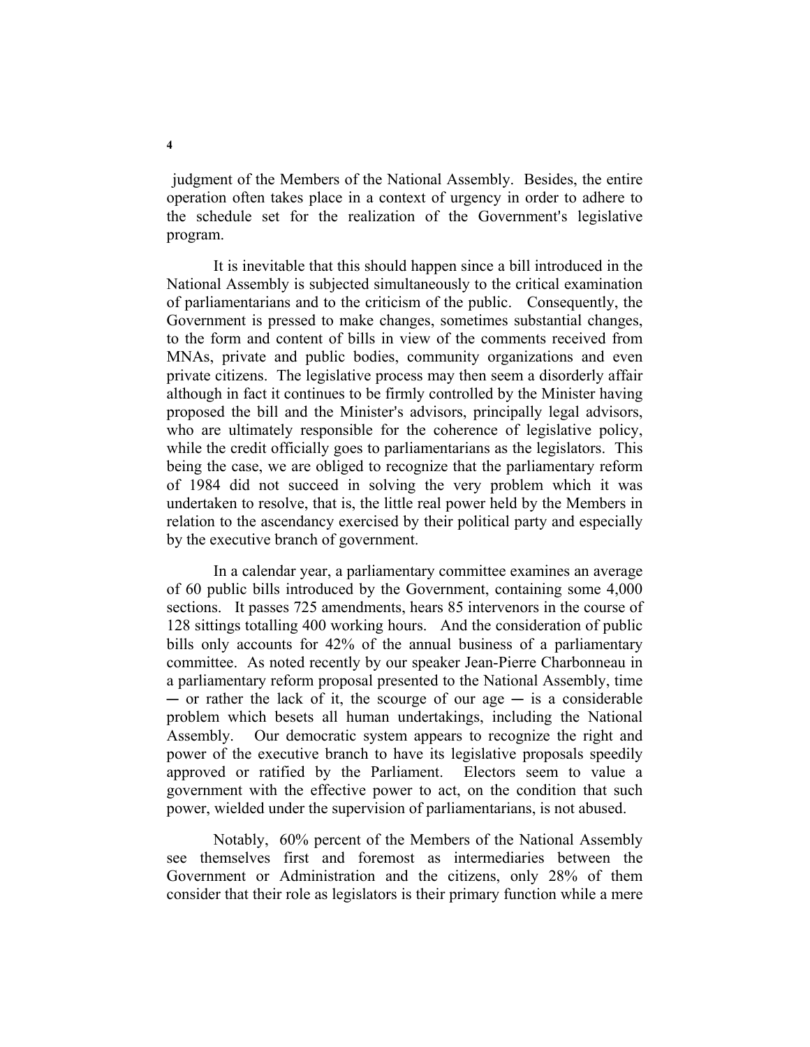judgment of the Members of the National Assembly. Besides, the entire operation often takes place in a context of urgency in order to adhere to the schedule set for the realization of the Government's legislative program.

It is inevitable that this should happen since a bill introduced in the National Assembly is subjected simultaneously to the critical examination of parliamentarians and to the criticism of the public. Consequently, the Government is pressed to make changes, sometimes substantial changes, to the form and content of bills in view of the comments received from MNAs, private and public bodies, community organizations and even private citizens. The legislative process may then seem a disorderly affair although in fact it continues to be firmly controlled by the Minister having proposed the bill and the Minister's advisors, principally legal advisors, who are ultimately responsible for the coherence of legislative policy, while the credit officially goes to parliamentarians as the legislators. This being the case, we are obliged to recognize that the parliamentary reform of 1984 did not succeed in solving the very problem which it was undertaken to resolve, that is, the little real power held by the Members in relation to the ascendancy exercised by their political party and especially by the executive branch of government.

In a calendar year, a parliamentary committee examines an average of 60 public bills introduced by the Government, containing some 4,000 sections. It passes 725 amendments, hears 85 intervenors in the course of 128 sittings totalling 400 working hours. And the consideration of public bills only accounts for 42% of the annual business of a parliamentary committee. As noted recently by our speaker Jean-Pierre Charbonneau in a parliamentary reform proposal presented to the National Assembly, time ― or rather the lack of it, the scourge of our age ― is a considerable problem which besets all human undertakings, including the National Assembly. Our democratic system appears to recognize the right and power of the executive branch to have its legislative proposals speedily approved or ratified by the Parliament. Electors seem to value a government with the effective power to act, on the condition that such power, wielded under the supervision of parliamentarians, is not abused.

Notably, 60% percent of the Members of the National Assembly see themselves first and foremost as intermediaries between the Government or Administration and the citizens, only 28% of them consider that their role as legislators is their primary function while a mere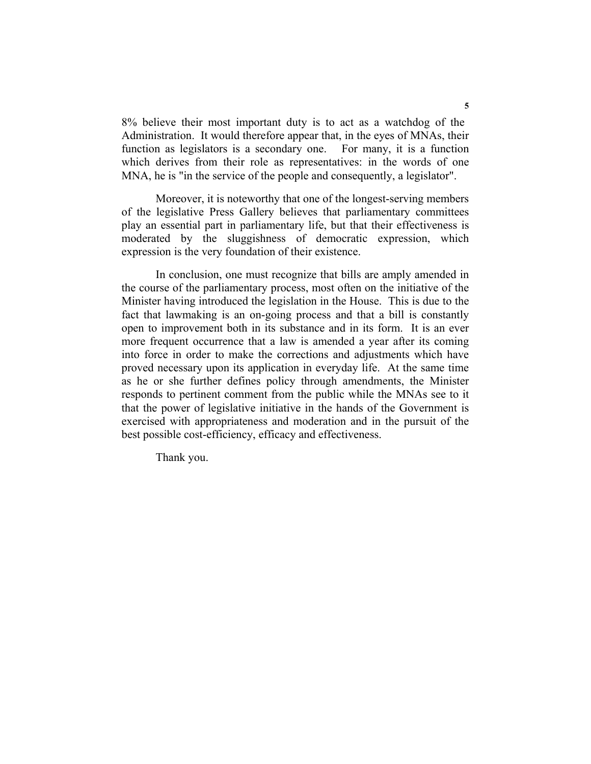8% believe their most important duty is to act as a watchdog of the Administration. It would therefore appear that, in the eyes of MNAs, their function as legislators is a secondary one. For many, it is a function which derives from their role as representatives: in the words of one MNA, he is "in the service of the people and consequently, a legislator".

Moreover, it is noteworthy that one of the longest-serving members of the legislative Press Gallery believes that parliamentary committees play an essential part in parliamentary life, but that their effectiveness is moderated by the sluggishness of democratic expression, which expression is the very foundation of their existence.

In conclusion, one must recognize that bills are amply amended in the course of the parliamentary process, most often on the initiative of the Minister having introduced the legislation in the House. This is due to the fact that lawmaking is an on-going process and that a bill is constantly open to improvement both in its substance and in its form. It is an ever more frequent occurrence that a law is amended a year after its coming into force in order to make the corrections and adjustments which have proved necessary upon its application in everyday life. At the same time as he or she further defines policy through amendments, the Minister responds to pertinent comment from the public while the MNAs see to it that the power of legislative initiative in the hands of the Government is exercised with appropriateness and moderation and in the pursuit of the best possible cost-efficiency, efficacy and effectiveness.

Thank you.